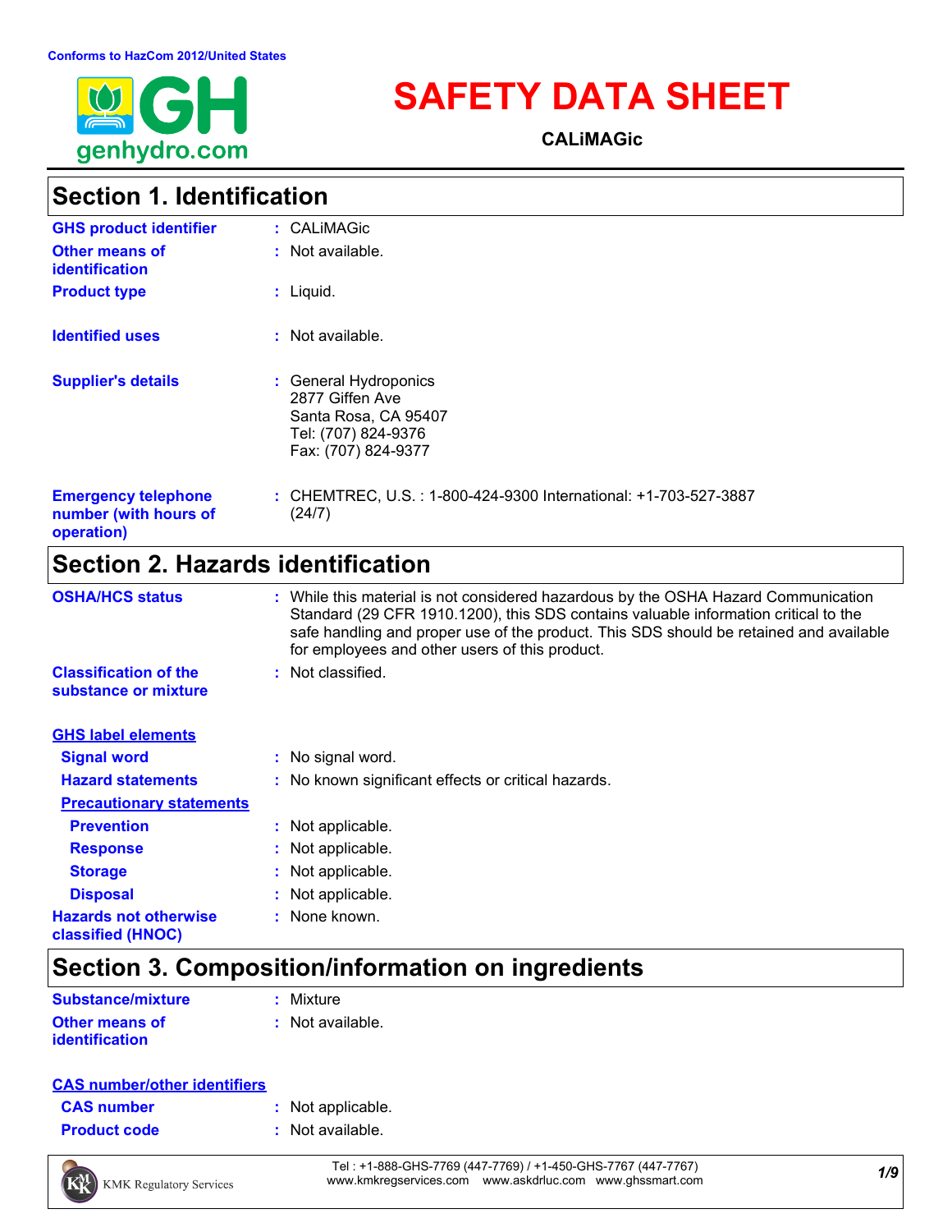Conforms to HazCom 2012/United States

# SAFETY DATA SHEET

**CALiMAGic**

## Section 1. Identification

| | |
|---|---|
| **GHS product identifier** | : CALiMAGic |
| **Other means of identification** | : Not available. |
| **Product type** | : Liquid. |
| **Identified uses** | : Not available. |
| **Supplier's details** | : General Hydroponics<br>2877 Giffen Ave<br>Santa Rosa, CA 95407<br>Tel: (707) 824-9376<br>Fax: (707) 824-9377 |
| **Emergency telephone number (with hours of operation)** | : CHEMTREC, U.S. : 1-800-424-9300 International: +1-703-527-3887 (24/7) |

## Section 2. Hazards identification

| | |
|---|---|
| **OSHA/HCS status** | : While this material is not considered hazardous by the OSHA Hazard Communication Standard (29 CFR 1910.1200), this SDS contains valuable information critical to the safe handling and proper use of the product. This SDS should be retained and available for employees and other users of this product. |
| **Classification of the substance or mixture** | : Not classified. |

**GHS label elements**

| | |
|---|---|
| **Signal word** | : No signal word. |
| **Hazard statements** | : No known significant effects or critical hazards. |

**Precautionary statements**

| | |
|---|---|
| **Prevention** | : Not applicable. |
| **Response** | : Not applicable. |
| **Storage** | : Not applicable. |
| **Disposal** | : Not applicable. |
| **Hazards not otherwise classified (HNOC)** | : None known. |

## Section 3. Composition/information on ingredients

| | |
|---|---|
| **Substance/mixture** | : Mixture |
| **Other means of identification** | : Not available. |

**CAS number/other identifiers**

| | |
|---|---|
| **CAS number** | : Not applicable. |
| **Product code** | : Not available. |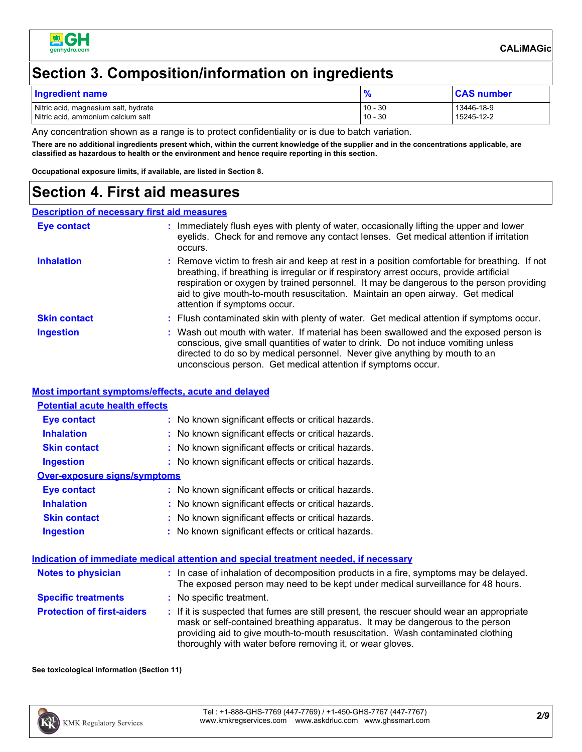# Section 3. Composition/information on ingredients

| Ingredient name | % | CAS number |
| --- | --- | --- |
| Nitric acid, magnesium salt, hydrate | 10 - 30 | 13446-18-9 |
| Nitric acid, ammonium calcium salt | 10 - 30 | 15245-12-2 |

Any concentration shown as a range is to protect confidentiality or is due to batch variation.

**There are no additional ingredients present which, within the current knowledge of the supplier and in the concentrations applicable, are classified as hazardous to health or the environment and hence require reporting in this section.**

**Occupational exposure limits, if available, are listed in Section 8.**

# Section 4. First aid measures

## Description of necessary first aid measures

**Eye contact** : Immediately flush eyes with plenty of water, occasionally lifting the upper and lower eyelids. Check for and remove any contact lenses. Get medical attention if irritation occurs.

**Inhalation** : Remove victim to fresh air and keep at rest in a position comfortable for breathing. If not breathing, if breathing is irregular or if respiratory arrest occurs, provide artificial respiration or oxygen by trained personnel. It may be dangerous to the person providing aid to give mouth-to-mouth resuscitation. Maintain an open airway. Get medical attention if symptoms occur.

**Skin contact** : Flush contaminated skin with plenty of water. Get medical attention if symptoms occur.

**Ingestion** : Wash out mouth with water. If material has been swallowed and the exposed person is conscious, give small quantities of water to drink. Do not induce vomiting unless directed to do so by medical personnel. Never give anything by mouth to an unconscious person. Get medical attention if symptoms occur.

## Most important symptoms/effects, acute and delayed

### Potential acute health effects

**Eye contact** : No known significant effects or critical hazards.

**Inhalation** : No known significant effects or critical hazards.

**Skin contact** : No known significant effects or critical hazards.

**Ingestion** : No known significant effects or critical hazards.

### Over-exposure signs/symptoms

**Eye contact** : No known significant effects or critical hazards.

**Inhalation** : No known significant effects or critical hazards.

**Skin contact** : No known significant effects or critical hazards.

**Ingestion** : No known significant effects or critical hazards.

## Indication of immediate medical attention and special treatment needed, if necessary

**Notes to physician** : In case of inhalation of decomposition products in a fire, symptoms may be delayed. The exposed person may need to be kept under medical surveillance for 48 hours.

**Specific treatments** : No specific treatment.

**Protection of first-aiders** : If it is suspected that fumes are still present, the rescuer should wear an appropriate mask or self-contained breathing apparatus. It may be dangerous to the person providing aid to give mouth-to-mouth resuscitation. Wash contaminated clothing thoroughly with water before removing it, or wear gloves.

**See toxicological information (Section 11)**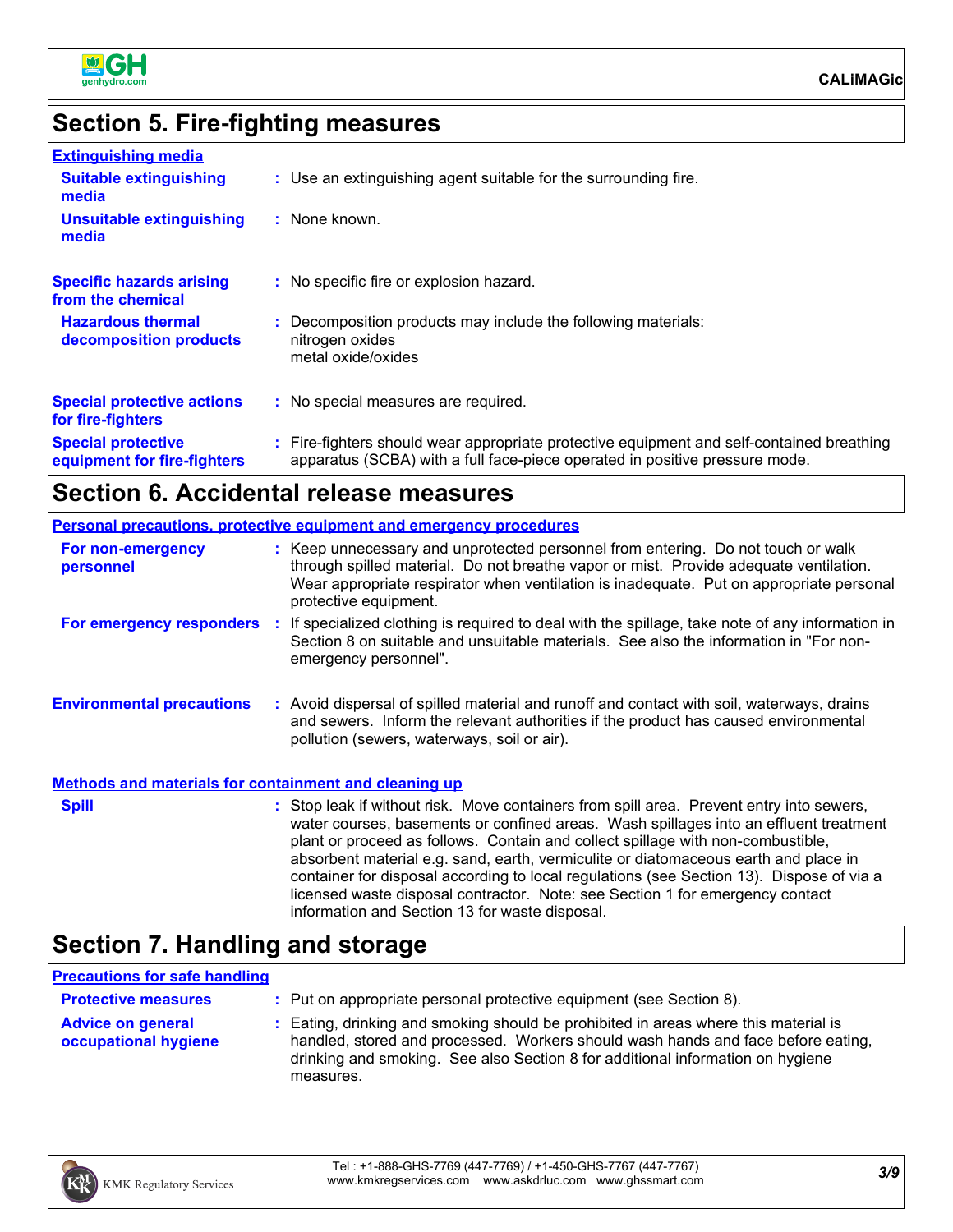## Section 5. Fire-fighting measures

### Extinguishing media

**Suitable extinguishing media** : Use an extinguishing agent suitable for the surrounding fire.

**Unsuitable extinguishing media** : None known.

**Specific hazards arising from the chemical** : No specific fire or explosion hazard.

**Hazardous thermal decomposition products** : Decomposition products may include the following materials:
nitrogen oxides
metal oxide/oxides

**Special protective actions for fire-fighters** : No special measures are required.

**Special protective equipment for fire-fighters** : Fire-fighters should wear appropriate protective equipment and self-contained breathing apparatus (SCBA) with a full face-piece operated in positive pressure mode.

## Section 6. Accidental release measures

### Personal precautions, protective equipment and emergency procedures

**For non-emergency personnel** : Keep unnecessary and unprotected personnel from entering. Do not touch or walk through spilled material. Do not breathe vapor or mist. Provide adequate ventilation. Wear appropriate respirator when ventilation is inadequate. Put on appropriate personal protective equipment.

**For emergency responders** : If specialized clothing is required to deal with the spillage, take note of any information in Section 8 on suitable and unsuitable materials. See also the information in "For non-emergency personnel".

**Environmental precautions** : Avoid dispersal of spilled material and runoff and contact with soil, waterways, drains and sewers. Inform the relevant authorities if the product has caused environmental pollution (sewers, waterways, soil or air).

### Methods and materials for containment and cleaning up

**Spill** : Stop leak if without risk. Move containers from spill area. Prevent entry into sewers, water courses, basements or confined areas. Wash spillages into an effluent treatment plant or proceed as follows. Contain and collect spillage with non-combustible, absorbent material e.g. sand, earth, vermiculite or diatomaceous earth and place in container for disposal according to local regulations (see Section 13). Dispose of via a licensed waste disposal contractor. Note: see Section 1 for emergency contact information and Section 13 for waste disposal.

## Section 7. Handling and storage

### Precautions for safe handling

**Protective measures** : Put on appropriate personal protective equipment (see Section 8).

**Advice on general occupational hygiene** : Eating, drinking and smoking should be prohibited in areas where this material is handled, stored and processed. Workers should wash hands and face before eating, drinking and smoking. See also Section 8 for additional information on hygiene measures.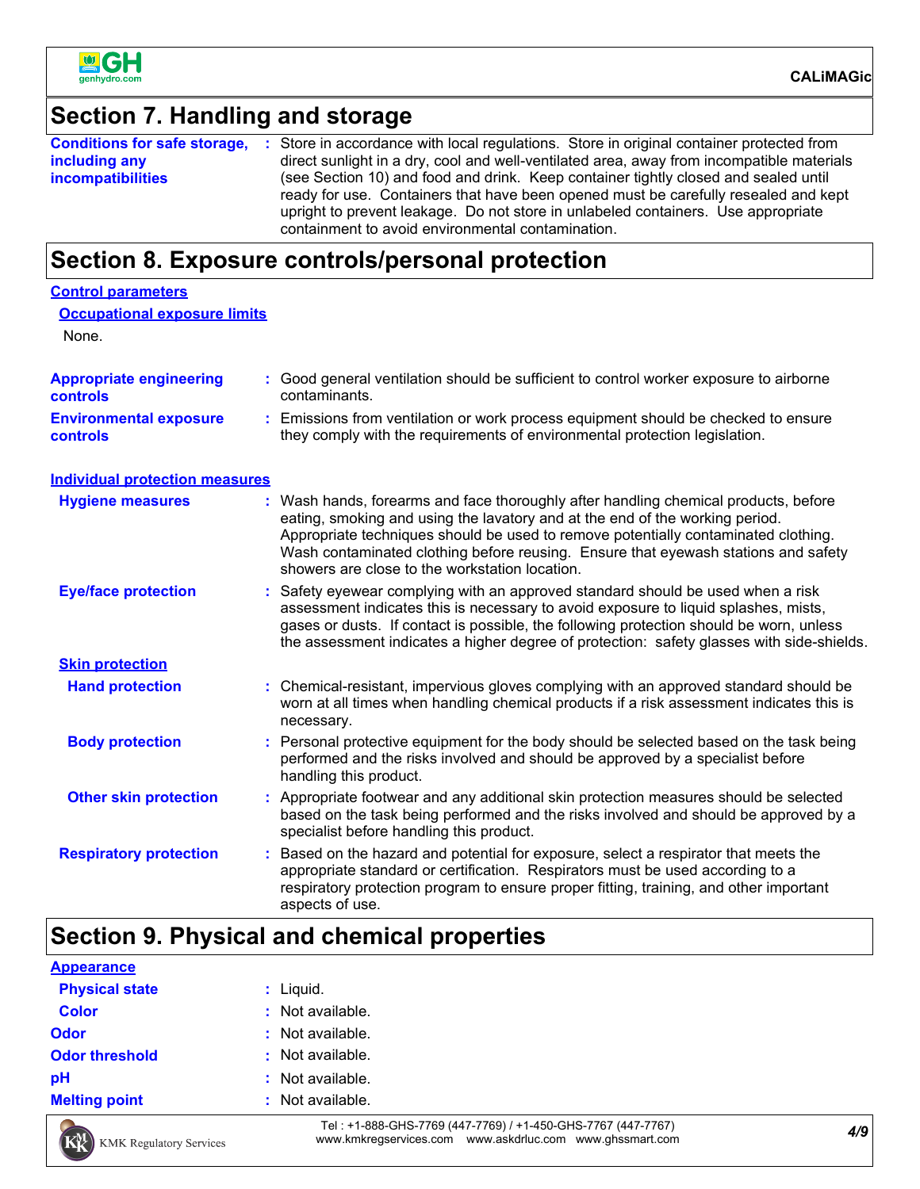## Section 7. Handling and storage

| | |
|---|---|
| **Conditions for safe storage, including any incompatibilities** | Store in accordance with local regulations. Store in original container protected from direct sunlight in a dry, cool and well-ventilated area, away from incompatible materials (see Section 10) and food and drink. Keep container tightly closed and sealed until ready for use. Containers that have been opened must be carefully resealed and kept upright to prevent leakage. Do not store in unlabeled containers. Use appropriate containment to avoid environmental contamination. |

## Section 8. Exposure controls/personal protection

**Control parameters**

**Occupational exposure limits**

None.

| | |
|---|---|
| **Appropriate engineering controls** | Good general ventilation should be sufficient to control worker exposure to airborne contaminants. |
| **Environmental exposure controls** | Emissions from ventilation or work process equipment should be checked to ensure they comply with the requirements of environmental protection legislation. |

**Individual protection measures**

| | |
|---|---|
| **Hygiene measures** | Wash hands, forearms and face thoroughly after handling chemical products, before eating, smoking and using the lavatory and at the end of the working period. Appropriate techniques should be used to remove potentially contaminated clothing. Wash contaminated clothing before reusing. Ensure that eyewash stations and safety showers are close to the workstation location. |
| **Eye/face protection** | Safety eyewear complying with an approved standard should be used when a risk assessment indicates this is necessary to avoid exposure to liquid splashes, mists, gases or dusts. If contact is possible, the following protection should be worn, unless the assessment indicates a higher degree of protection: safety glasses with side-shields. |

**Skin protection**

| | |
|---|---|
| **Hand protection** | Chemical-resistant, impervious gloves complying with an approved standard should be worn at all times when handling chemical products if a risk assessment indicates this is necessary. |
| **Body protection** | Personal protective equipment for the body should be selected based on the task being performed and the risks involved and should be approved by a specialist before handling this product. |
| **Other skin protection** | Appropriate footwear and any additional skin protection measures should be selected based on the task being performed and the risks involved and should be approved by a specialist before handling this product. |
| **Respiratory protection** | Based on the hazard and potential for exposure, select a respirator that meets the appropriate standard or certification. Respirators must be used according to a respiratory protection program to ensure proper fitting, training, and other important aspects of use. |

## Section 9. Physical and chemical properties

**Appearance**

| | |
|---|---|
| **Physical state** | Liquid. |
| **Color** | Not available. |
| **Odor** | Not available. |
| **Odor threshold** | Not available. |
| **pH** | Not available. |
| **Melting point** | Not available. |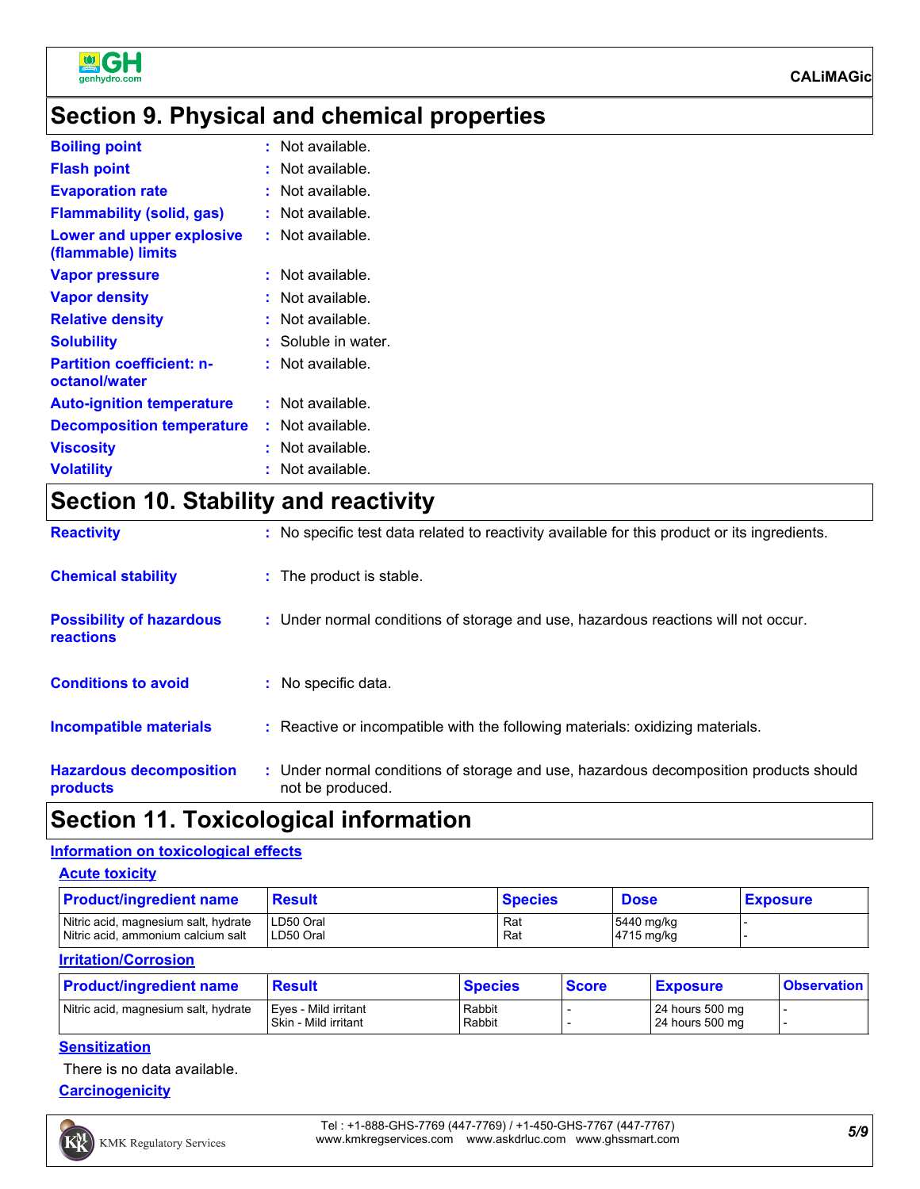## Section 9. Physical and chemical properties

**Boiling point** : Not available.

**Flash point** : Not available.

**Evaporation rate** : Not available.

**Flammability (solid, gas)** : Not available.

**Lower and upper explosive (flammable) limits** : Not available.

**Vapor pressure** : Not available.

**Vapor density** : Not available.

**Relative density** : Not available.

**Solubility** : Soluble in water.

**Partition coefficient: n-octanol/water** : Not available.

**Auto-ignition temperature** : Not available.

**Decomposition temperature** : Not available.

**Viscosity** : Not available.

**Volatility** : Not available.

## Section 10. Stability and reactivity

**Reactivity** : No specific test data related to reactivity available for this product or its ingredients.

**Chemical stability** : The product is stable.

**Possibility of hazardous reactions** : Under normal conditions of storage and use, hazardous reactions will not occur.

**Conditions to avoid** : No specific data.

**Incompatible materials** : Reactive or incompatible with the following materials: oxidizing materials.

**Hazardous decomposition products** : Under normal conditions of storage and use, hazardous decomposition products should not be produced.

## Section 11. Toxicological information

### Information on toxicological effects

#### Acute toxicity

| Product/ingredient name | Result | Species | Dose | Exposure |
|---|---|---|---|---|
| Nitric acid, magnesium salt, hydrate | LD50 Oral | Rat | 5440 mg/kg | - |
| Nitric acid, ammonium calcium salt | LD50 Oral | Rat | 4715 mg/kg | - |

#### Irritation/Corrosion

| Product/ingredient name | Result | Species | Score | Exposure | Observation |
|---|---|---|---|---|---|
| Nitric acid, magnesium salt, hydrate | Eyes - Mild irritant | Rabbit | - | 24 hours 500 mg | - |
| | Skin - Mild irritant | Rabbit | - | 24 hours 500 mg | - |

#### Sensitization

There is no data available.

#### Carcinogenicity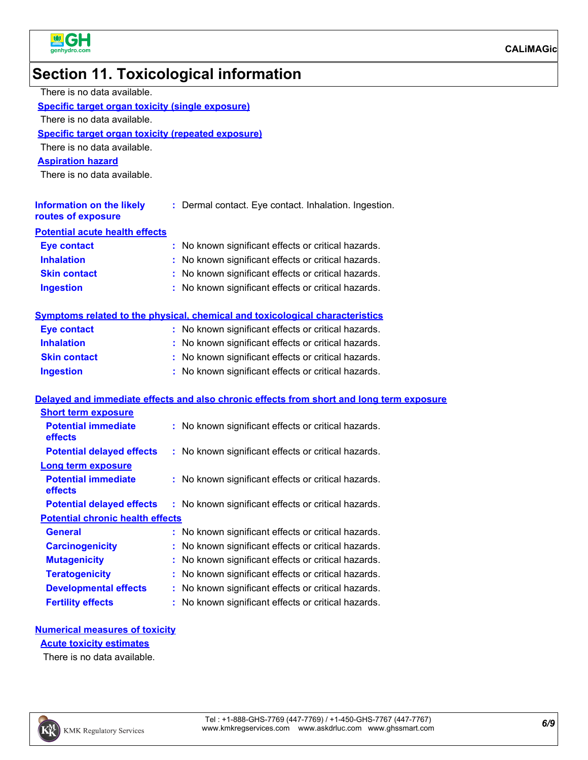## Section 11. Toxicological information

There is no data available.

**Specific target organ toxicity (single exposure)**

There is no data available.

**Specific target organ toxicity (repeated exposure)**

There is no data available.

**Aspiration hazard**

There is no data available.

**Information on the likely routes of exposure** : Dermal contact. Eye contact. Inhalation. Ingestion.

**Potential acute health effects**

| | |
|---|---|
| **Eye contact** | : No known significant effects or critical hazards. |
| **Inhalation** | : No known significant effects or critical hazards. |
| **Skin contact** | : No known significant effects or critical hazards. |
| **Ingestion** | : No known significant effects or critical hazards. |

**Symptoms related to the physical, chemical and toxicological characteristics**

| | |
|---|---|
| **Eye contact** | : No known significant effects or critical hazards. |
| **Inhalation** | : No known significant effects or critical hazards. |
| **Skin contact** | : No known significant effects or critical hazards. |
| **Ingestion** | : No known significant effects or critical hazards. |

**Delayed and immediate effects and also chronic effects from short and long term exposure**

**Short term exposure**

| | |
|---|---|
| **Potential immediate effects** | : No known significant effects or critical hazards. |
| **Potential delayed effects** | : No known significant effects or critical hazards. |

**Long term exposure**

| | |
|---|---|
| **Potential immediate effects** | : No known significant effects or critical hazards. |
| **Potential delayed effects** | : No known significant effects or critical hazards. |

**Potential chronic health effects**

| | |
|---|---|
| **General** | : No known significant effects or critical hazards. |
| **Carcinogenicity** | : No known significant effects or critical hazards. |
| **Mutagenicity** | : No known significant effects or critical hazards. |
| **Teratogenicity** | : No known significant effects or critical hazards. |
| **Developmental effects** | : No known significant effects or critical hazards. |
| **Fertility effects** | : No known significant effects or critical hazards. |

**Numerical measures of toxicity**

**Acute toxicity estimates**

There is no data available.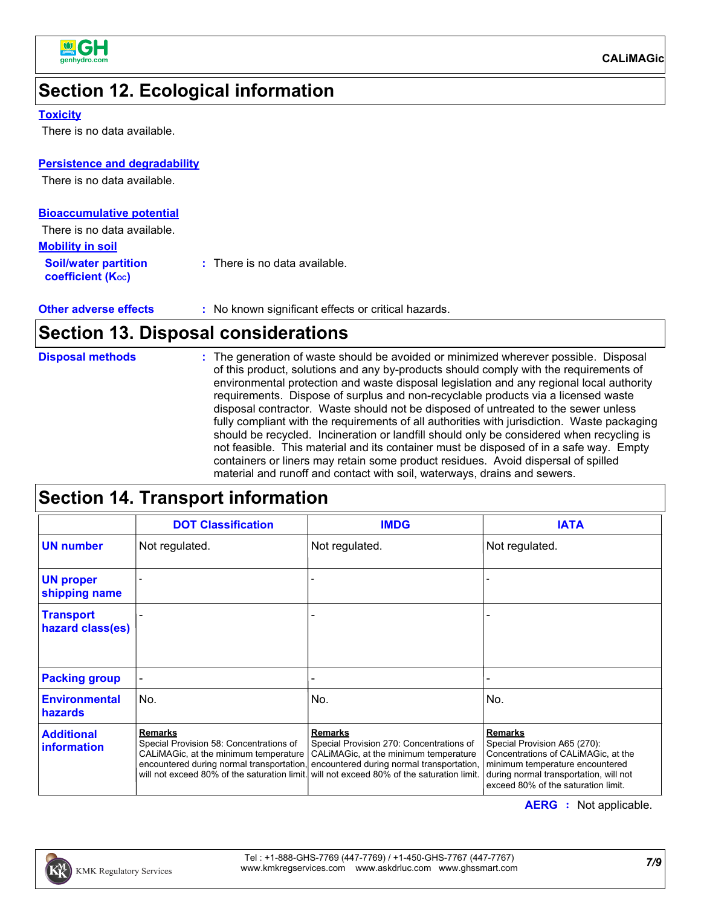## Section 12. Ecological information

### Toxicity

There is no data available.

### Persistence and degradability

There is no data available.

### Bioaccumulative potential

There is no data available.

### Mobility in soil

**Soil/water partition coefficient ($K_{OC}$)** : There is no data available.

**Other adverse effects** : No known significant effects or critical hazards.

## Section 13. Disposal considerations

**Disposal methods** : The generation of waste should be avoided or minimized wherever possible. Disposal of this product, solutions and any by-products should comply with the requirements of environmental protection and waste disposal legislation and any regional local authority requirements. Dispose of surplus and non-recyclable products via a licensed waste disposal contractor. Waste should not be disposed of untreated to the sewer unless fully compliant with the requirements of all authorities with jurisdiction. Waste packaging should be recycled. Incineration or landfill should only be considered when recycling is not feasible. This material and its container must be disposed of in a safe way. Empty containers or liners may retain some product residues. Avoid dispersal of spilled material and runoff and contact with soil, waterways, drains and sewers.

## Section 14. Transport information

| | DOT Classification | IMDG | IATA |
|---|---|---|---|
| UN number | Not regulated. | Not regulated. | Not regulated. |
| UN proper shipping name | - | - | - |
| Transport hazard class(es) | - | - | - |
| Packing group | - | - | - |
| Environmental hazards | No. | No. | No. |
| Additional information | **Remarks** Special Provision 58: Concentrations of CALiMAGic, at the minimum temperature encountered during normal transportation, will not exceed 80% of the saturation limit. | **Remarks** Special Provision 270: Concentrations of CALiMAGic, at the minimum temperature encountered during normal transportation, will not exceed 80% of the saturation limit. | **Remarks** Special Provision A65 (270): Concentrations of CALiMAGic, at the minimum temperature encountered during normal transportation, will not exceed 80% of the saturation limit. |

**AERG** : Not applicable.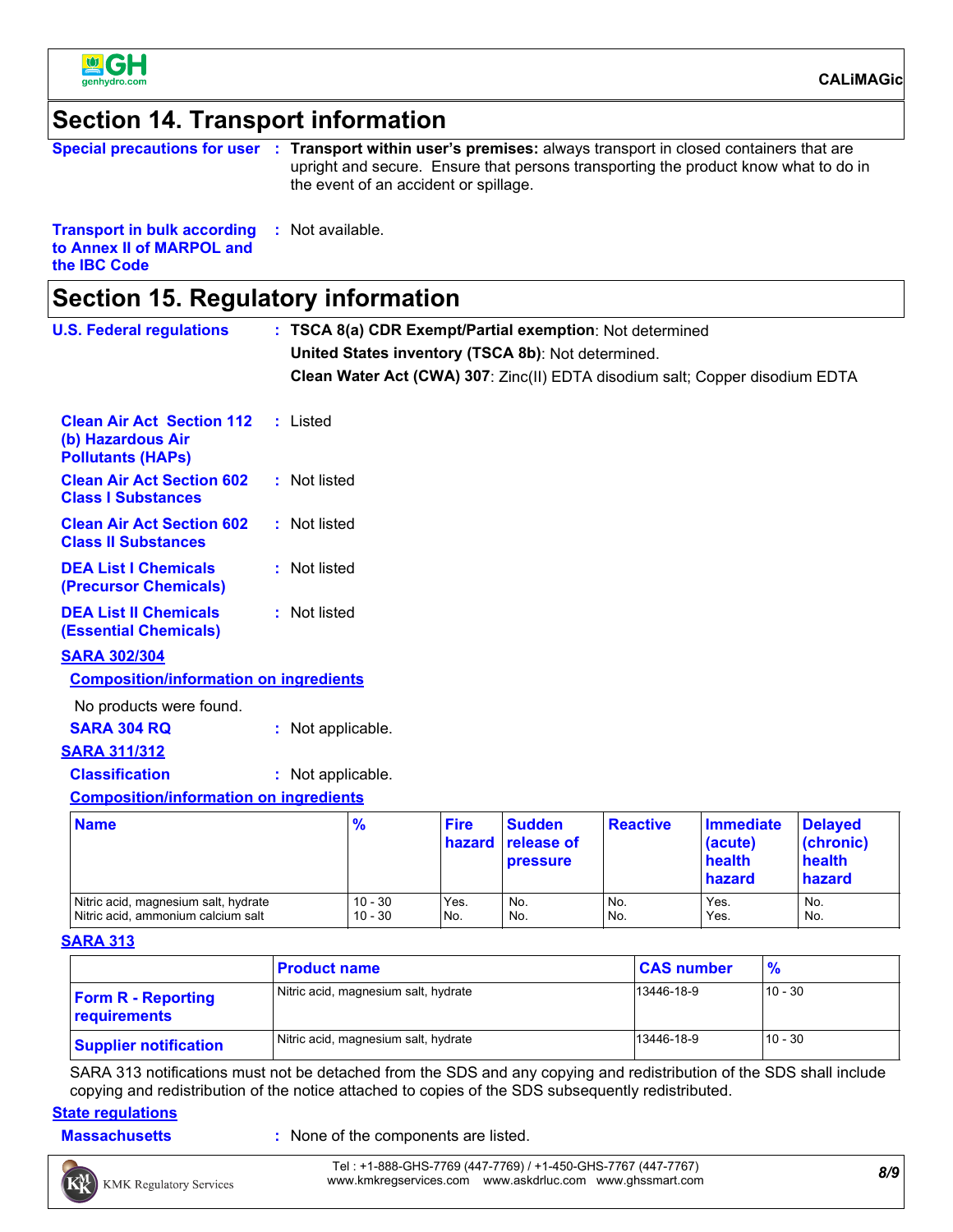## Section 14. Transport information

**Special precautions for user** : **Transport within user's premises:** always transport in closed containers that are upright and secure. Ensure that persons transporting the product know what to do in the event of an accident or spillage.

**Transport in bulk according to Annex II of MARPOL and the IBC Code** : Not available.

## Section 15. Regulatory information

**U.S. Federal regulations** : **TSCA 8(a) CDR Exempt/Partial exemption**: Not determined

**United States inventory (TSCA 8b)**: Not determined.

**Clean Water Act (CWA) 307**: Zinc(II) EDTA disodium salt; Copper disodium EDTA

**Clean Air Act Section 112 (b) Hazardous Air Pollutants (HAPs)** : Listed

**Clean Air Act Section 602 Class I Substances** : Not listed

**Clean Air Act Section 602 Class II Substances** : Not listed

**DEA List I Chemicals (Precursor Chemicals)** : Not listed

**DEA List II Chemicals (Essential Chemicals)** : Not listed

**SARA 302/304**

**Composition/information on ingredients**

No products were found.

**SARA 304 RQ** : Not applicable.

**SARA 311/312**

**Classification** : Not applicable.

**Composition/information on ingredients**

| Name | % | Fire hazard | Sudden release of pressure | Reactive | Immediate (acute) health hazard | Delayed (chronic) health hazard |
|---|---|---|---|---|---|---|
| Nitric acid, magnesium salt, hydrate | 10 - 30 | Yes. | No. | No. | Yes. | No. |
| Nitric acid, ammonium calcium salt | 10 - 30 | No. | No. | No. | Yes. | No. |

**SARA 313**

| | Product name | CAS number | % |
|---|---|---|---|
| **Form R - Reporting requirements** | Nitric acid, magnesium salt, hydrate | 13446-18-9 | 10 - 30 |
| **Supplier notification** | Nitric acid, magnesium salt, hydrate | 13446-18-9 | 10 - 30 |

SARA 313 notifications must not be detached from the SDS and any copying and redistribution of the SDS shall include copying and redistribution of the notice attached to copies of the SDS subsequently redistributed.

**State regulations**

**Massachusetts** : None of the components are listed.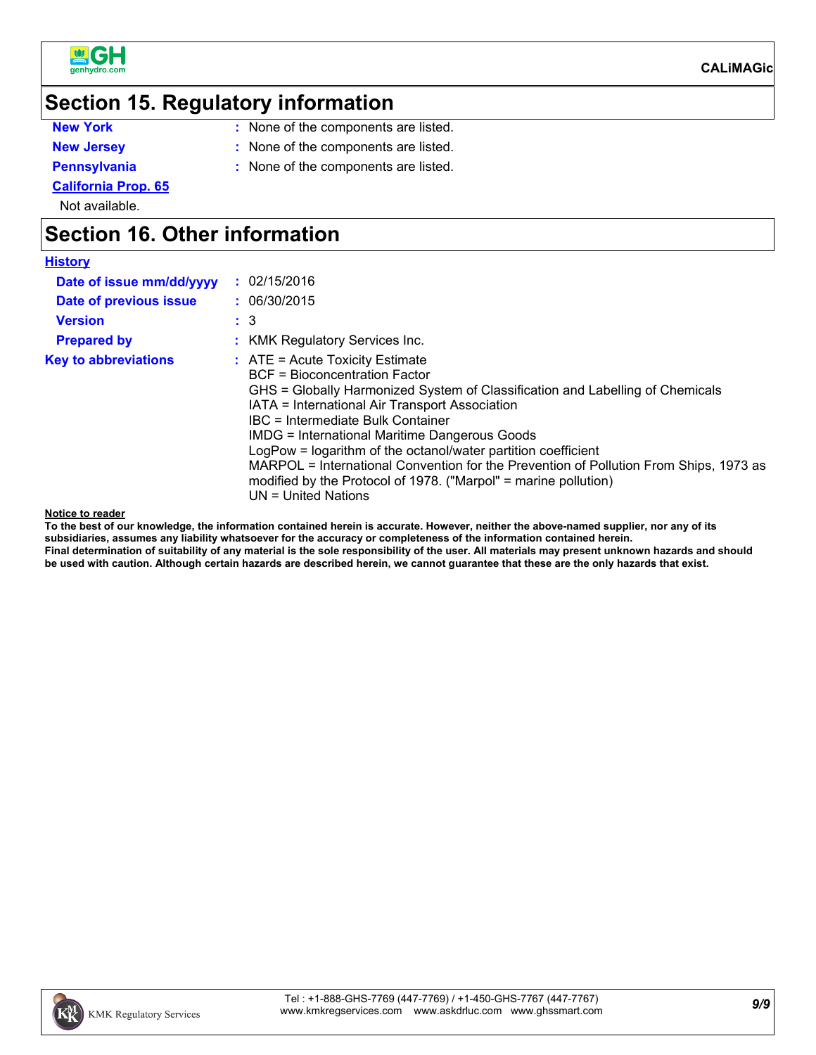## Section 15. Regulatory information

**New York** : None of the components are listed.

**New Jersey** : None of the components are listed.

**Pennsylvania** : None of the components are listed.

**California Prop. 65**

Not available.

## Section 16. Other information

**History**

**Date of issue mm/dd/yyyy** : 02/15/2016

**Date of previous issue** : 06/30/2015

**Version** : 3

**Prepared by** : KMK Regulatory Services Inc.

**Key to abbreviations** :
ATE = Acute Toxicity Estimate
BCF = Bioconcentration Factor
GHS = Globally Harmonized System of Classification and Labelling of Chemicals
IATA = International Air Transport Association
IBC = Intermediate Bulk Container
IMDG = International Maritime Dangerous Goods
LogPow = logarithm of the octanol/water partition coefficient
MARPOL = International Convention for the Prevention of Pollution From Ships, 1973 as modified by the Protocol of 1978. ("Marpol" = marine pollution)
UN = United Nations

**Notice to reader**

**To the best of our knowledge, the information contained herein is accurate. However, neither the above-named supplier, nor any of its subsidiaries, assumes any liability whatsoever for the accuracy or completeness of the information contained herein.**
**Final determination of suitability of any material is the sole responsibility of the user. All materials may present unknown hazards and should be used with caution. Although certain hazards are described herein, we cannot guarantee that these are the only hazards that exist.**